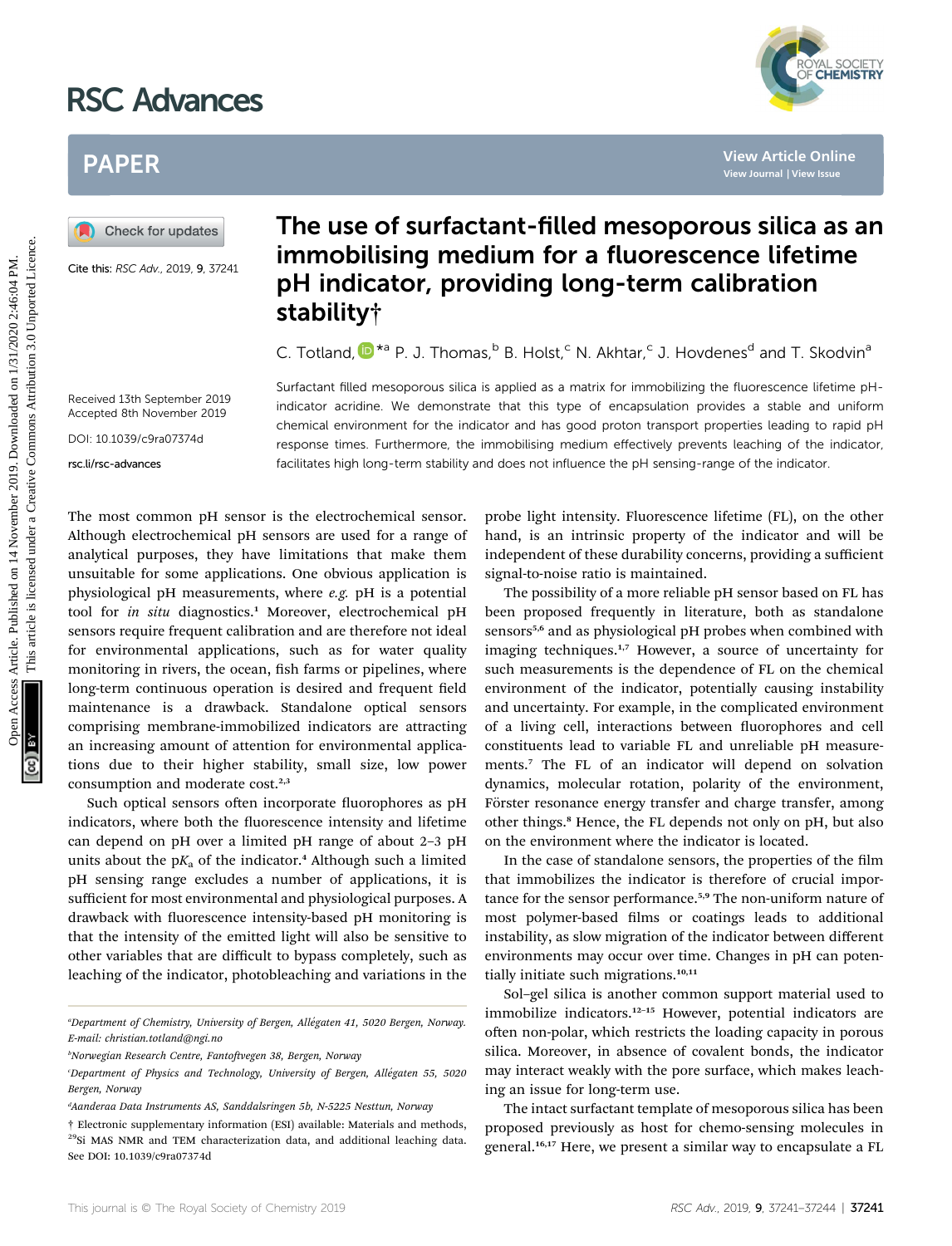# The use of surfactant-filled mesoporous silica as an immobilising medium for a fluorescence lifetime pH indicator, providing long-term calibration stability†

C. Totland, *[a] P. J. Thomas,[b] B. Holst,[c] N. Akhtar,[c] J. Hovdenes[d] and T. Skodvin[a]

Cite this: *RSC Adv.*, 2019, **9**, 37241

Received 13th September 2019
Accepted 8th November 2019

DOI: 10.1039/c9ra07374d

rsc.li/rsc-advances

Surfactant filled mesoporous silica is applied as a matrix for immobilizing the fluorescence lifetime pH-indicator acridine. We demonstrate that this type of encapsulation provides a stable and uniform chemical environment for the indicator and has good proton transport properties leading to rapid pH response times. Furthermore, the immobilising medium effectively prevents leaching of the indicator, facilitates high long-term stability and does not influence the pH sensing-range of the indicator.

The most common pH sensor is the electrochemical sensor. Although electrochemical pH sensors are used for a range of analytical purposes, they have limitations that make them unsuitable for some applications. One obvious application is physiological pH measurements, where *e.g.* pH is a potential tool for *in situ* diagnostics.[1] Moreover, electrochemical pH sensors require frequent calibration and are therefore not ideal for environmental applications, such as for water quality monitoring in rivers, the ocean, fish farms or pipelines, where long-term continuous operation is desired and frequent field maintenance is a drawback. Standalone optical sensors comprising membrane-immobilized indicators are attracting an increasing amount of attention for environmental applications due to their higher stability, small size, low power consumption and moderate cost.[2,3]

Such optical sensors often incorporate fluorophores as pH indicators, where both the fluorescence intensity and lifetime can depend on pH over a limited pH range of about 2–3 pH units about the p$K_a$ of the indicator.[4] Although such a limited pH sensing range excludes a number of applications, it is sufficient for most environmental and physiological purposes. A drawback with fluorescence intensity-based pH monitoring is that the intensity of the emitted light will also be sensitive to other variables that are difficult to bypass completely, such as leaching of the indicator, photobleaching and variations in the probe light intensity. Fluorescence lifetime (FL), on the other hand, is an intrinsic property of the indicator and will be independent of these durability concerns, providing a sufficient signal-to-noise ratio is maintained.

The possibility of a more reliable pH sensor based on FL has been proposed frequently in literature, both as standalone sensors[5,6] and as physiological pH probes when combined with imaging techniques.[1,7] However, a source of uncertainty for such measurements is the dependence of FL on the chemical environment of the indicator, potentially causing instability and uncertainty. For example, in the complicated environment of a living cell, interactions between fluorophores and cell constituents lead to variable FL and unreliable pH measurements.[7] The FL of an indicator will depend on solvation dynamics, molecular rotation, polarity of the environment, Förster resonance energy transfer and charge transfer, among other things.[8] Hence, the FL depends not only on pH, but also on the environment where the indicator is located.

In the case of standalone sensors, the properties of the film that immobilizes the indicator is therefore of crucial importance for the sensor performance.[5,9] The non-uniform nature of most polymer-based films or coatings leads to additional instability, as slow migration of the indicator between different environments may occur over time. Changes in pH can potentially initiate such migrations.[10,11]

Sol–gel silica is another common support material used to immobilize indicators.[12–15] However, potential indicators are often non-polar, which restricts the loading capacity in porous silica. Moreover, in absence of covalent bonds, the indicator may interact weakly with the pore surface, which makes leaching an issue for long-term use.

The intact surfactant template of mesoporous silica has been proposed previously as host for chemo-sensing molecules in general.[16,17] Here, we present a similar way to encapsulate a FL

---

[a] Department of Chemistry, University of Bergen, Allégaten 41, 5020 Bergen, Norway. E-mail: christian.totland@ngi.no

[b] Norwegian Research Centre, Fantoftvegen 38, Bergen, Norway

[c] Department of Physics and Technology, University of Bergen, Allégaten 55, 5020 Bergen, Norway

[d] Aanderaa Data Instruments AS, Sanddalsringen 5b, N-5225 Nesttun, Norway

† Electronic supplementary information (ESI) available: Materials and methods, $^{29}$Si MAS NMR and TEM characterization data, and additional leaching data. See DOI: 10.1039/c9ra07374d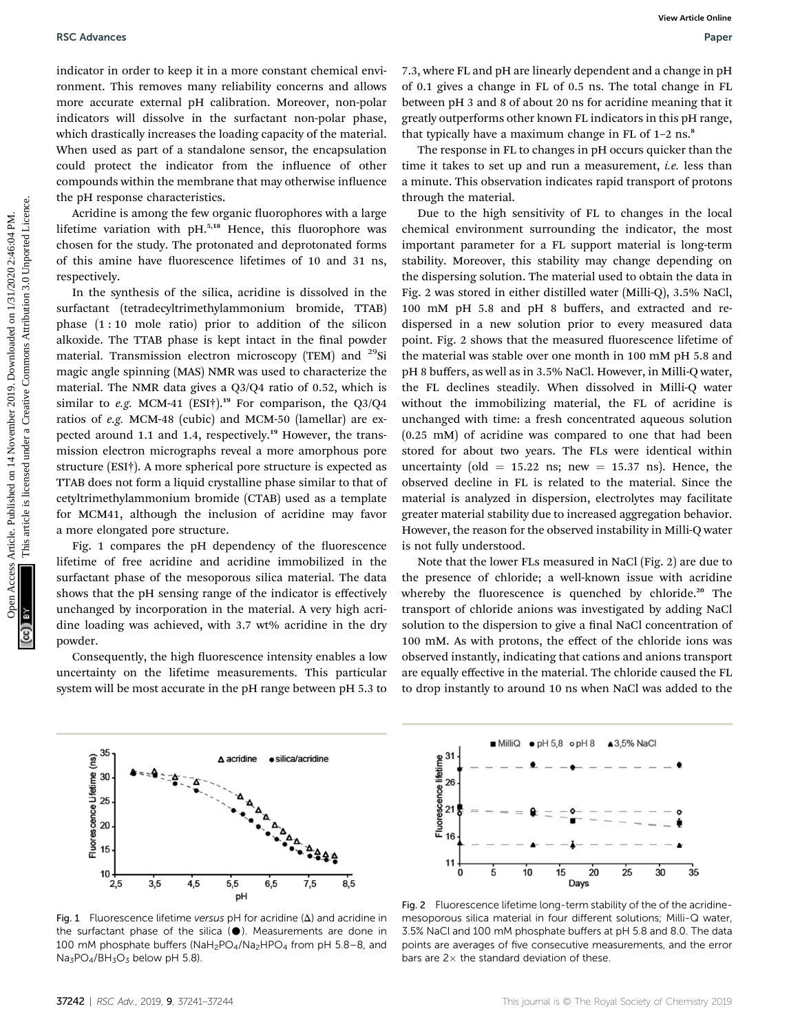indicator in order to keep it in a more constant chemical environment. This removes many reliability concerns and allows more accurate external pH calibration. Moreover, non-polar indicators will dissolve in the surfactant non-polar phase, which drastically increases the loading capacity of the material. When used as part of a standalone sensor, the encapsulation could protect the indicator from the influence of other compounds within the membrane that may otherwise influence the pH response characteristics.

Acridine is among the few organic fluorophores with a large lifetime variation with pH.[5,18] Hence, this fluorophore was chosen for the study. The protonated and deprotonated forms of this amine have fluorescence lifetimes of 10 and 31 ns, respectively.

In the synthesis of the silica, acridine is dissolved in the surfactant (tetradecyltrimethylammonium bromide, TTAB) phase (1 : 10 mole ratio) prior to addition of the silicon alkoxide. The TTAB phase is kept intact in the final powder material. Transmission electron microscopy (TEM) and $^{29}$Si magic angle spinning (MAS) NMR was used to characterize the material. The NMR data gives a Q3/Q4 ratio of 0.52, which is similar to *e.g.* MCM-41 (ESI†).[19] For comparison, the Q3/Q4 ratios of *e.g.* MCM-48 (cubic) and MCM-50 (lamellar) are expected around 1.1 and 1.4, respectively.[19] However, the transmission electron micrographs reveal a more amorphous pore structure (ESI†). A more spherical pore structure is expected as TTAB does not form a liquid crystalline phase similar to that of cetyltrimethylammonium bromide (CTAB) used as a template for MCM41, although the inclusion of acridine may favor a more elongated pore structure.

Fig. 1 compares the pH dependency of the fluorescence lifetime of free acridine and acridine immobilized in the surfactant phase of the mesoporous silica material. The data shows that the pH sensing range of the indicator is effectively unchanged by incorporation in the material. A very high acridine loading was achieved, with 3.7 wt% acridine in the dry powder.

Consequently, the high fluorescence intensity enables a low uncertainty on the lifetime measurements. This particular system will be most accurate in the pH range between pH 5.3 to 7.3, where FL and pH are linearly dependent and a change in pH of 0.1 gives a change in FL of 0.5 ns. The total change in FL between pH 3 and 8 of about 20 ns for acridine meaning that it greatly outperforms other known FL indicators in this pH range, that typically have a maximum change in FL of 1–2 ns.[8]

The response in FL to changes in pH occurs quicker than the time it takes to set up and run a measurement, *i.e.* less than a minute. This observation indicates rapid transport of protons through the material.

Due to the high sensitivity of FL to changes in the local chemical environment surrounding the indicator, the most important parameter for a FL support material is long-term stability. Moreover, this stability may change depending on the dispersing solution. The material used to obtain the data in Fig. 2 was stored in either distilled water (Milli-Q), 3.5% NaCl, 100 mM pH 5.8 and pH 8 buffers, and extracted and re-dispersed in a new solution prior to every measured data point. Fig. 2 shows that the measured fluorescence lifetime of the material was stable over one month in 100 mM pH 5.8 and pH 8 buffers, as well as in 3.5% NaCl. However, in Milli-Q water, the FL declines steadily. When dissolved in Milli-Q water without the immobilizing material, the FL of acridine is unchanged with time: a fresh concentrated aqueous solution (0.25 mM) of acridine was compared to one that had been stored for about two years. The FLs were identical within uncertainty (old = 15.22 ns; new = 15.37 ns). Hence, the observed decline in FL is related to the material. Since the material is analyzed in dispersion, electrolytes may facilitate greater material stability due to increased aggregation behavior. However, the reason for the observed instability in Milli-Q water is not fully understood.

Note that the lower FLs measured in NaCl (Fig. 2) are due to the presence of chloride; a well-known issue with acridine whereby the fluorescence is quenched by chloride.[20] The transport of chloride anions was investigated by adding NaCl solution to the dispersion to give a final NaCl concentration of 100 mM. As with protons, the effect of the chloride ions was observed instantly, indicating that cations and anions transport are equally effective in the material. The chloride caused the FL to drop instantly to around 10 ns when NaCl was added to the

Fig. 1 Fluorescence lifetime *versus* pH for acridine (Δ) and acridine in the surfactant phase of the silica (●). Measurements are done in 100 mM phosphate buffers ($NaH_2PO_4$/$Na_2HPO_4$ from pH 5.8–8, and $Na_3PO_4$/$BH_3O_3$ below pH 5.8).

Fig. 2 Fluorescence lifetime long-term stability of the of the acridine-mesoporous silica material in four different solutions; Milli-Q water, 3.5% NaCl and 100 mM phosphate buffers at pH 5.8 and 8.0. The data points are averages of five consecutive measurements, and the error bars are 2× the standard deviation of these.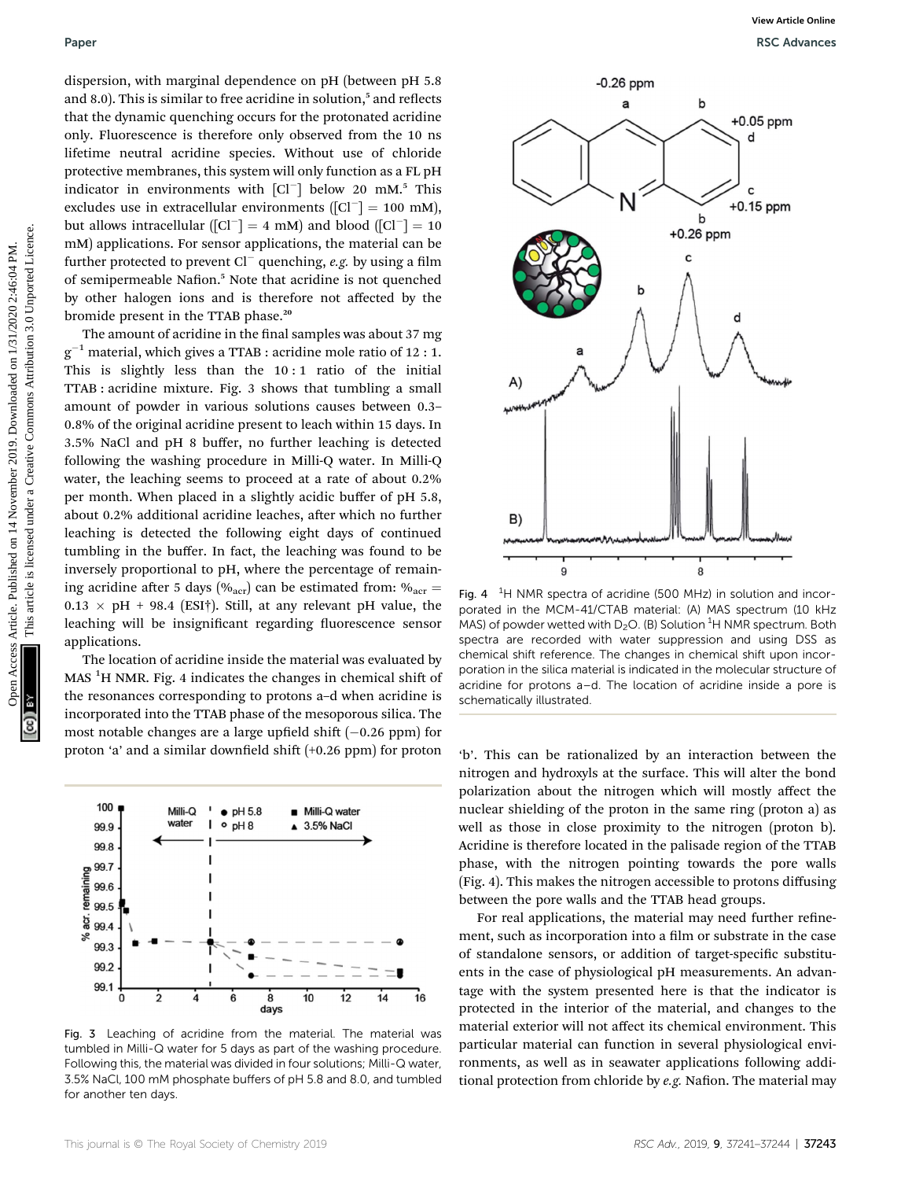dispersion, with marginal dependence on pH (between pH 5.8 and 8.0). This is similar to free acridine in solution,[5] and reflects that the dynamic quenching occurs for the protonated acridine only. Fluorescence is therefore only observed from the 10 ns lifetime neutral acridine species. Without use of chloride protective membranes, this system will only function as a FL pH indicator in environments with $[Cl^-]$ below 20 mM.[5] This excludes use in extracellular environments ($[Cl^-]$ = 100 mM), but allows intracellular ($[Cl^-]$ = 4 mM) and blood ($[Cl^-]$ = 10 mM) applications. For sensor applications, the material can be further protected to prevent $Cl^-$ quenching, *e.g.* by using a film of semipermeable Nafion.[5] Note that acridine is not quenched by other halogen ions and is therefore not affected by the bromide present in the TTAB phase.[20]

The amount of acridine in the final samples was about 37 mg $g^{-1}$ material, which gives a TTAB : acridine mole ratio of 12 : 1. This is slightly less than the 10 : 1 ratio of the initial TTAB : acridine mixture. Fig. 3 shows that tumbling a small amount of powder in various solutions causes between 0.3–0.8% of the original acridine present to leach within 15 days. In 3.5% NaCl and pH 8 buffer, no further leaching is detected following the washing procedure in Milli-Q water. In Milli-Q water, the leaching seems to proceed at a rate of about 0.2% per month. When placed in a slightly acidic buffer of pH 5.8, about 0.2% additional acridine leaches, after which no further leaching is detected the following eight days of continued tumbling in the buffer. In fact, the leaching was found to be inversely proportional to pH, where the percentage of remaining acridine after 5 days ($\%_{acr}$) can be estimated from: $\%_{acr} = 0.13 \times \text{pH} + 98.4$ (ESI†). Still, at any relevant pH value, the leaching will be insignificant regarding fluorescence sensor applications.

The location of acridine inside the material was evaluated by MAS $^1$H NMR. Fig. 4 indicates the changes in chemical shift of the resonances corresponding to protons a–d when acridine is incorporated into the TTAB phase of the mesoporous silica. The most notable changes are a large upfield shift (−0.26 ppm) for proton 'a' and a similar downfield shift (+0.26 ppm) for proton 'b'. This can be rationalized by an interaction between the nitrogen and hydroxyls at the surface. This will alter the bond polarization about the nitrogen which will mostly affect the nuclear shielding of the proton in the same ring (proton a) as well as those in close proximity to the nitrogen (proton b). Acridine is therefore located in the palisade region of the TTAB phase, with the nitrogen pointing towards the pore walls (Fig. 4). This makes the nitrogen accessible to protons diffusing between the pore walls and the TTAB head groups.

Fig. 3 Leaching of acridine from the material. The material was tumbled in Milli-Q water for 5 days as part of the washing procedure. Following this, the material was divided in four solutions; Milli-Q water, 3.5% NaCl, 100 mM phosphate buffers of pH 5.8 and 8.0, and tumbled for another ten days.

Fig. 4 $^1$H NMR spectra of acridine (500 MHz) in solution and incorporated in the MCM-41/CTAB material: (A) MAS spectrum (10 kHz MAS) of powder wetted with $D_2O$. (B) Solution $^1$H NMR spectrum. Both spectra are recorded with water suppression and using DSS as chemical shift reference. The changes in chemical shift upon incorporation in the silica material is indicated in the molecular structure of acridine for protons a–d. The location of acridine inside a pore is schematically illustrated.

For real applications, the material may need further refinement, such as incorporation into a film or substrate in the case of standalone sensors, or addition of target-specific substituents in the case of physiological pH measurements. An advantage with the system presented here is that the indicator is protected in the interior of the material, and changes to the material exterior will not affect its chemical environment. This particular material can function in several physiological environments, as well as in seawater applications following additional protection from chloride by *e.g.* Nafion. The material may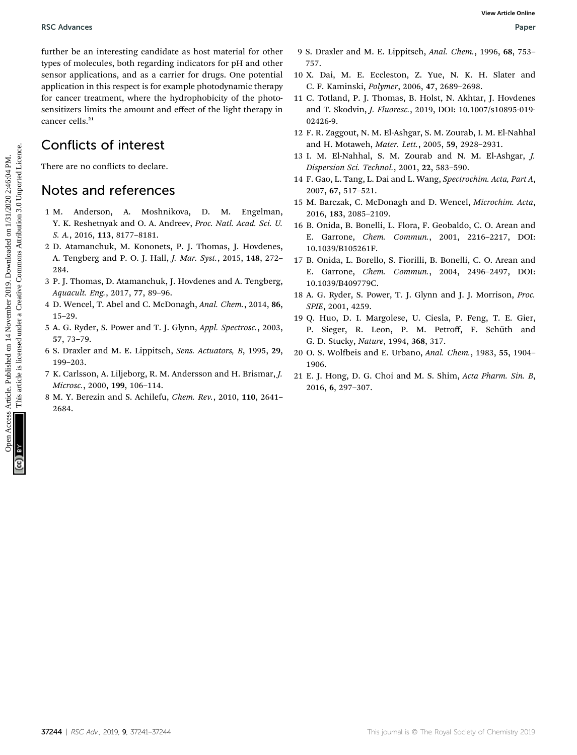further be an interesting candidate as host material for other types of molecules, both regarding indicators for pH and other sensor applications, and as a carrier for drugs. One potential application in this respect is for example photodynamic therapy for cancer treatment, where the hydrophobicity of the photosensitizers limits the amount and effect of the light therapy in cancer cells.[21]

## Conflicts of interest

There are no conflicts to declare.

## Notes and references

1 M. Anderson, A. Moshnikova, D. M. Engelman, Y. K. Reshetnyak and O. A. Andreev, *Proc. Natl. Acad. Sci. U. S. A.*, 2016, **113**, 8177–8181.

2 D. Atamanchuk, M. Kononets, P. J. Thomas, J. Hovdenes, A. Tengberg and P. O. J. Hall, *J. Mar. Syst.*, 2015, **148**, 272–284.

3 P. J. Thomas, D. Atamanchuk, J. Hovdenes and A. Tengberg, *Aquacult. Eng.*, 2017, **77**, 89–96.

4 D. Wencel, T. Abel and C. McDonagh, *Anal. Chem.*, 2014, **86**, 15–29.

5 A. G. Ryder, S. Power and T. J. Glynn, *Appl. Spectrosc.*, 2003, **57**, 73–79.

6 S. Draxler and M. E. Lippitsch, *Sens. Actuators, B*, 1995, **29**, 199–203.

7 K. Carlsson, A. Liljeborg, R. M. Andersson and H. Brismar, *J. Microsc.*, 2000, **199**, 106–114.

8 M. Y. Berezin and S. Achilefu, *Chem. Rev.*, 2010, **110**, 2641–2684.

9 S. Draxler and M. E. Lippitsch, *Anal. Chem.*, 1996, **68**, 753–757.

10 X. Dai, M. E. Eccleston, Z. Yue, N. K. H. Slater and C. F. Kaminski, *Polymer*, 2006, **47**, 2689–2698.

11 C. Totland, P. J. Thomas, B. Holst, N. Akhtar, J. Hovdenes and T. Skodvin, *J. Fluoresc.*, 2019, DOI: 10.1007/s10895-019-02426-9.

12 F. R. Zaggout, N. M. El-Ashgar, S. M. Zourab, I. M. El-Nahhal and H. Motaweh, *Mater. Lett.*, 2005, **59**, 2928–2931.

13 I. M. El-Nahhal, S. M. Zourab and N. M. El-Ashgar, *J. Dispersion Sci. Technol.*, 2001, **22**, 583–590.

14 F. Gao, L. Tang, L. Dai and L. Wang, *Spectrochim. Acta, Part A*, 2007, **67**, 517–521.

15 M. Barczak, C. McDonagh and D. Wencel, *Microchim. Acta*, 2016, **183**, 2085–2109.

16 B. Onida, B. Bonelli, L. Flora, F. Geobaldo, C. O. Arean and E. Garrone, *Chem. Commun.*, 2001, 2216–2217, DOI: 10.1039/B105261F.

17 B. Onida, L. Borello, S. Fiorilli, B. Bonelli, C. O. Arean and E. Garrone, *Chem. Commun.*, 2004, 2496–2497, DOI: 10.1039/B409779C.

18 A. G. Ryder, S. Power, T. J. Glynn and J. J. Morrison, *Proc. SPIE*, 2001, 4259.

19 Q. Huo, D. I. Margolese, U. Ciesla, P. Feng, T. E. Gier, P. Sieger, R. Leon, P. M. Petroff, F. Schüth and G. D. Stucky, *Nature*, 1994, **368**, 317.

20 O. S. Wolfbeis and E. Urbano, *Anal. Chem.*, 1983, **55**, 1904–1906.

21 E. J. Hong, D. G. Choi and M. S. Shim, *Acta Pharm. Sin. B*, 2016, **6**, 297–307.